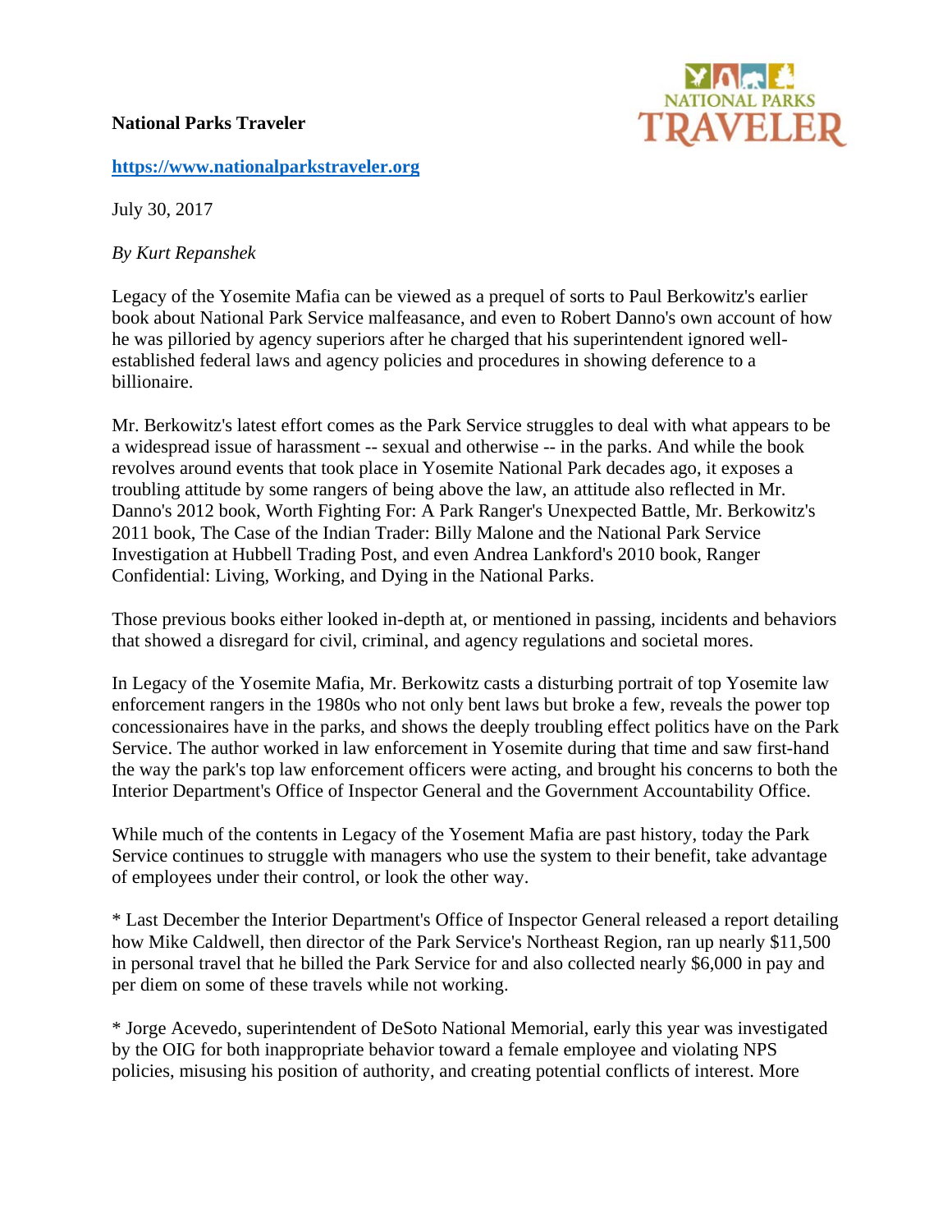**National Parks Traveler**

**https://www.nationalparkstraveler.org**

July 30, 2017

*By Kurt Repanshek*

Legacy of the Yosemite Mafia can be viewed as a prequel of sorts to Paul Berkowitz's earlier book about National Park Service malfeasance, and even to Robert Danno's own account of how he was pilloried by agency superiors after he charged that his superintendent ignored well-established federal laws and agency policies and procedures in showing deference to a billionaire.

Mr. Berkowitz's latest effort comes as the Park Service struggles to deal with what appears to be a widespread issue of harassment -- sexual and otherwise -- in the parks. And while the book revolves around events that took place in Yosemite National Park decades ago, it exposes a troubling attitude by some rangers of being above the law, an attitude also reflected in Mr. Danno's 2012 book, Worth Fighting For: A Park Ranger's Unexpected Battle, Mr. Berkowitz's 2011 book, The Case of the Indian Trader: Billy Malone and the National Park Service Investigation at Hubbell Trading Post, and even Andrea Lankford's 2010 book, Ranger Confidential: Living, Working, and Dying in the National Parks.

Those previous books either looked in-depth at, or mentioned in passing, incidents and behaviors that showed a disregard for civil, criminal, and agency regulations and societal mores.

In Legacy of the Yosemite Mafia, Mr. Berkowitz casts a disturbing portrait of top Yosemite law enforcement rangers in the 1980s who not only bent laws but broke a few, reveals the power top concessionaires have in the parks, and shows the deeply troubling effect politics have on the Park Service. The author worked in law enforcement in Yosemite during that time and saw first-hand the way the park's top law enforcement officers were acting, and brought his concerns to both the Interior Department's Office of Inspector General and the Government Accountability Office.

While much of the contents in Legacy of the Yosement Mafia are past history, today the Park Service continues to struggle with managers who use the system to their benefit, take advantage of employees under their control, or look the other way.

* Last December the Interior Department's Office of Inspector General released a report detailing how Mike Caldwell, then director of the Park Service's Northeast Region, ran up nearly $11,500 in personal travel that he billed the Park Service for and also collected nearly $6,000 in pay and per diem on some of these travels while not working.

* Jorge Acevedo, superintendent of DeSoto National Memorial, early this year was investigated by the OIG for both inappropriate behavior toward a female employee and violating NPS policies, misusing his position of authority, and creating potential conflicts of interest. More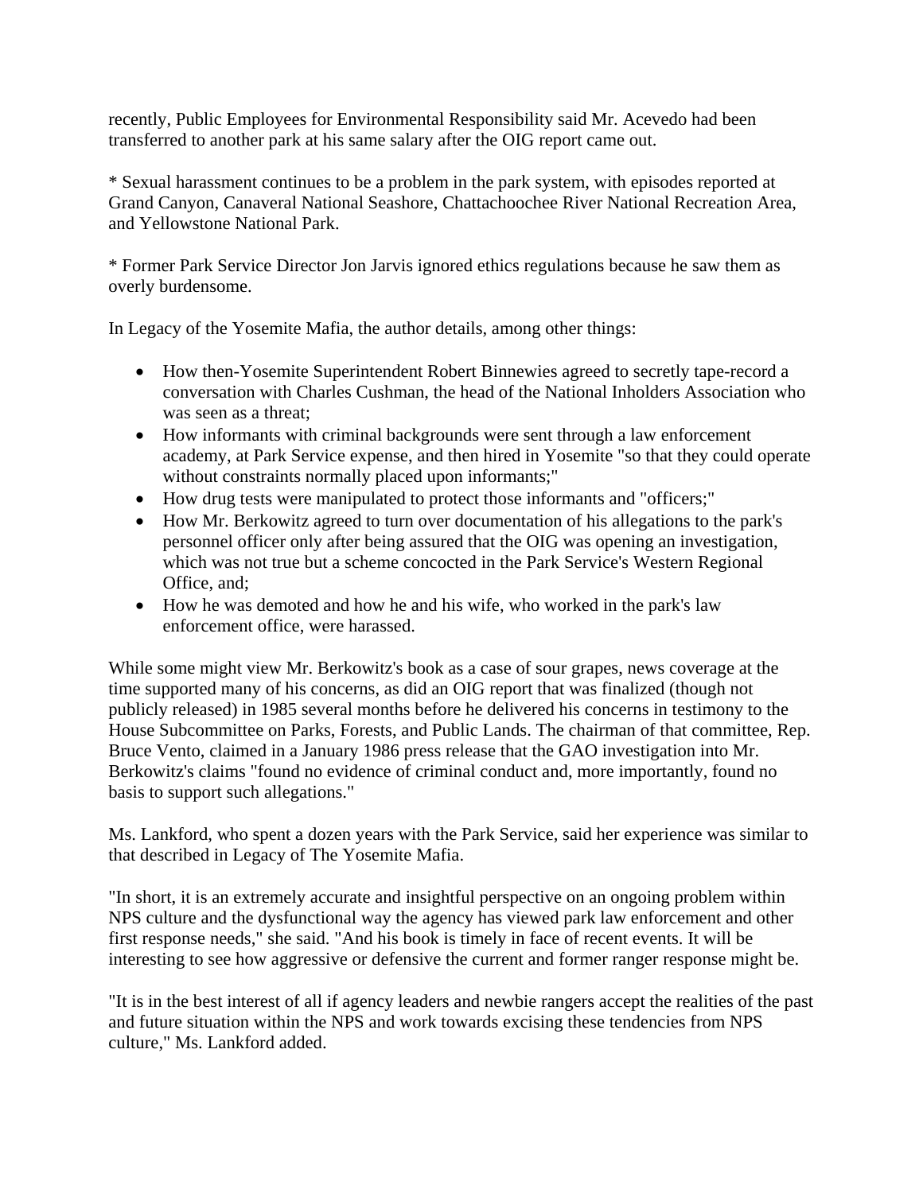recently, Public Employees for Environmental Responsibility said Mr. Acevedo had been transferred to another park at his same salary after the OIG report came out.

* Sexual harassment continues to be a problem in the park system, with episodes reported at Grand Canyon, Canaveral National Seashore, Chattachoochee River National Recreation Area, and Yellowstone National Park.

* Former Park Service Director Jon Jarvis ignored ethics regulations because he saw them as overly burdensome.

In Legacy of the Yosemite Mafia, the author details, among other things:

- How then-Yosemite Superintendent Robert Binnewies agreed to secretly tape-record a conversation with Charles Cushman, the head of the National Inholders Association who was seen as a threat;
- How informants with criminal backgrounds were sent through a law enforcement academy, at Park Service expense, and then hired in Yosemite "so that they could operate without constraints normally placed upon informants;"
- How drug tests were manipulated to protect those informants and "officers;"
- How Mr. Berkowitz agreed to turn over documentation of his allegations to the park's personnel officer only after being assured that the OIG was opening an investigation, which was not true but a scheme concocted in the Park Service's Western Regional Office, and;
- How he was demoted and how he and his wife, who worked in the park's law enforcement office, were harassed.

While some might view Mr. Berkowitz's book as a case of sour grapes, news coverage at the time supported many of his concerns, as did an OIG report that was finalized (though not publicly released) in 1985 several months before he delivered his concerns in testimony to the House Subcommittee on Parks, Forests, and Public Lands. The chairman of that committee, Rep. Bruce Vento, claimed in a January 1986 press release that the GAO investigation into Mr. Berkowitz's claims "found no evidence of criminal conduct and, more importantly, found no basis to support such allegations."

Ms. Lankford, who spent a dozen years with the Park Service, said her experience was similar to that described in Legacy of The Yosemite Mafia.

"In short, it is an extremely accurate and insightful perspective on an ongoing problem within NPS culture and the dysfunctional way the agency has viewed park law enforcement and other first response needs," she said. "And his book is timely in face of recent events. It will be interesting to see how aggressive or defensive the current and former ranger response might be.

"It is in the best interest of all if agency leaders and newbie rangers accept the realities of the past and future situation within the NPS and work towards excising these tendencies from NPS culture," Ms. Lankford added.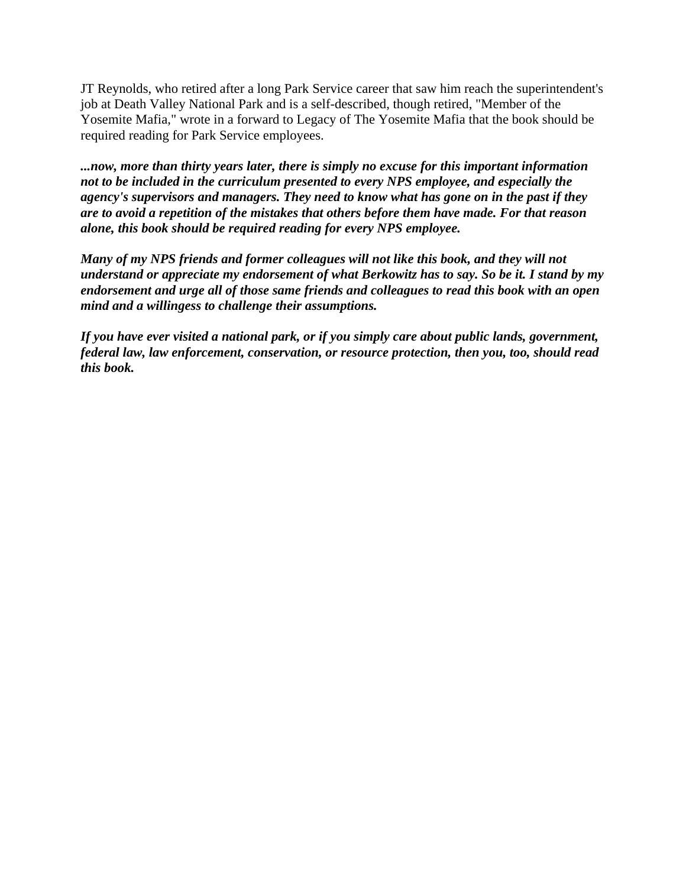JT Reynolds, who retired after a long Park Service career that saw him reach the superintendent's job at Death Valley National Park and is a self-described, though retired, "Member of the Yosemite Mafia," wrote in a forward to Legacy of The Yosemite Mafia that the book should be required reading for Park Service employees.

***...now, more than thirty years later, there is simply no excuse for this important information not to be included in the curriculum presented to every NPS employee, and especially the agency's supervisors and managers. They need to know what has gone on in the past if they are to avoid a repetition of the mistakes that others before them have made. For that reason alone, this book should be required reading for every NPS employee.***

***Many of my NPS friends and former colleagues will not like this book, and they will not understand or appreciate my endorsement of what Berkowitz has to say. So be it. I stand by my endorsement and urge all of those same friends and colleagues to read this book with an open mind and a willingess to challenge their assumptions.***

***If you have ever visited a national park, or if you simply care about public lands, government, federal law, law enforcement, conservation, or resource protection, then you, too, should read this book.***